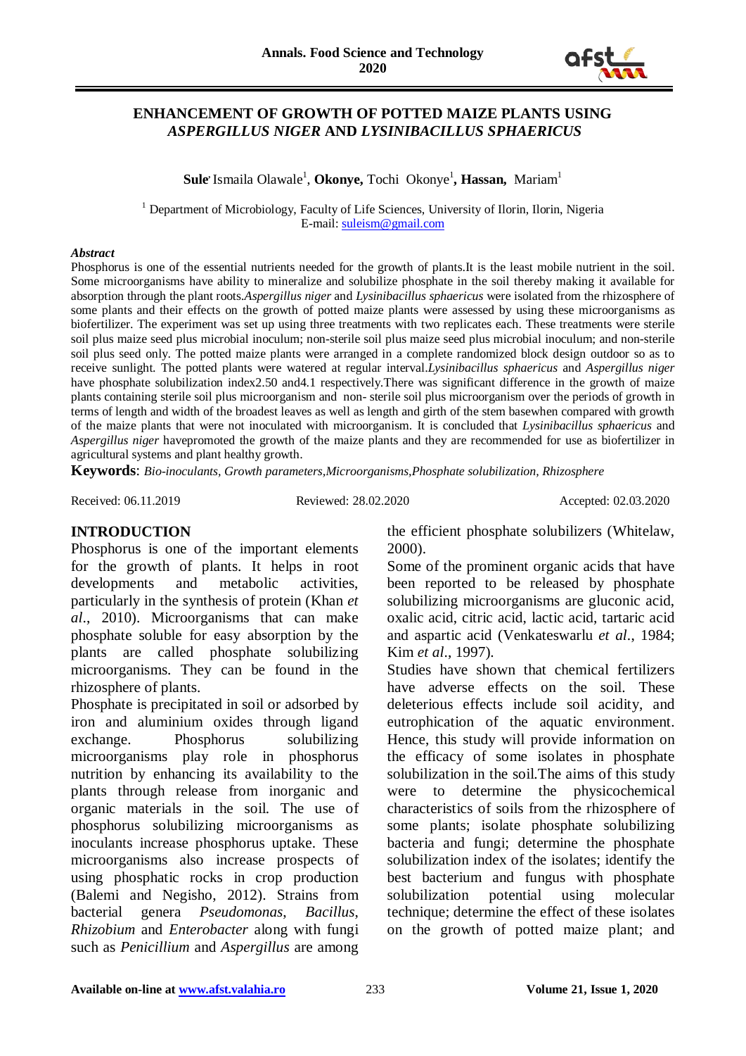# ENHANCEMENT OF GROWTH OF POTTED MAIZE PLANTS USING *ASPERGILLUS NIGER* AND *LYSINIBACILLUS SPHAERICUS*

**Sule**\* Ismaila Olawale[1], **Okonye,** Tochi Okonye[1]**, Hassan,** Mariam[1]

[1] Department of Microbiology, Faculty of Life Sciences, University of Ilorin, Ilorin, Nigeria
E-mail: suleism@gmail.com

***Abstract***

Phosphorus is one of the essential nutrients needed for the growth of plants.It is the least mobile nutrient in the soil. Some microorganisms have ability to mineralize and solubilize phosphate in the soil thereby making it available for absorption through the plant roots.*Aspergillus niger* and *Lysinibacillus sphaericus* were isolated from the rhizosphere of some plants and their effects on the growth of potted maize plants were assessed by using these microorganisms as biofertilizer. The experiment was set up using three treatments with two replicates each. These treatments were sterile soil plus maize seed plus microbial inoculum; non-sterile soil plus maize seed plus microbial inoculum; and non-sterile soil plus seed only. The potted maize plants were arranged in a complete randomized block design outdoor so as to receive sunlight. The potted plants were watered at regular interval.*Lysinibacillus sphaericus* and *Aspergillus niger* have phosphate solubilization index2.50 and4.1 respectively.There was significant difference in the growth of maize plants containing sterile soil plus microorganism and non- sterile soil plus microorganism over the periods of growth in terms of length and width of the broadest leaves as well as length and girth of the stem basewhen compared with growth of the maize plants that were not inoculated with microorganism. It is concluded that *Lysinibacillus sphaericus* and *Aspergillus niger* havepromoted the growth of the maize plants and they are recommended for use as biofertilizer in agricultural systems and plant healthy growth.

**Keywords**: *Bio-inoculants, Growth parameters,Microorganisms,Phosphate solubilization, Rhizosphere*

Received: 06.11.2019 Reviewed: 28.02.2020 Accepted: 02.03.2020

## INTRODUCTION

Phosphorus is one of the important elements for the growth of plants. It helps in root developments and metabolic activities, particularly in the synthesis of protein (Khan *et al*., 2010). Microorganisms that can make phosphate soluble for easy absorption by the plants are called phosphate solubilizing microorganisms. They can be found in the rhizosphere of plants.

Phosphate is precipitated in soil or adsorbed by iron and aluminium oxides through ligand exchange. Phosphorus solubilizing microorganisms play role in phosphorus nutrition by enhancing its availability to the plants through release from inorganic and organic materials in the soil. The use of phosphorus solubilizing microorganisms as inoculants increase phosphorus uptake. These microorganisms also increase prospects of using phosphatic rocks in crop production (Balemi and Negisho, 2012). Strains from bacterial genera *Pseudomonas*, *Bacillus*, *Rhizobium* and *Enterobacter* along with fungi such as *Penicillium* and *Aspergillus* are among the efficient phosphate solubilizers (Whitelaw, 2000).

Some of the prominent organic acids that have been reported to be released by phosphate solubilizing microorganisms are gluconic acid, oxalic acid, citric acid, lactic acid, tartaric acid and aspartic acid (Venkateswarlu *et al*., 1984; Kim *et al*., 1997).

Studies have shown that chemical fertilizers have adverse effects on the soil. These deleterious effects include soil acidity, and eutrophication of the aquatic environment. Hence, this study will provide information on the efficacy of some isolates in phosphate solubilization in the soil.The aims of this study were to determine the physicochemical characteristics of soils from the rhizosphere of some plants; isolate phosphate solubilizing bacteria and fungi; determine the phosphate solubilization index of the isolates; identify the best bacterium and fungus with phosphate solubilization potential using molecular technique; determine the effect of these isolates on the growth of potted maize plant; and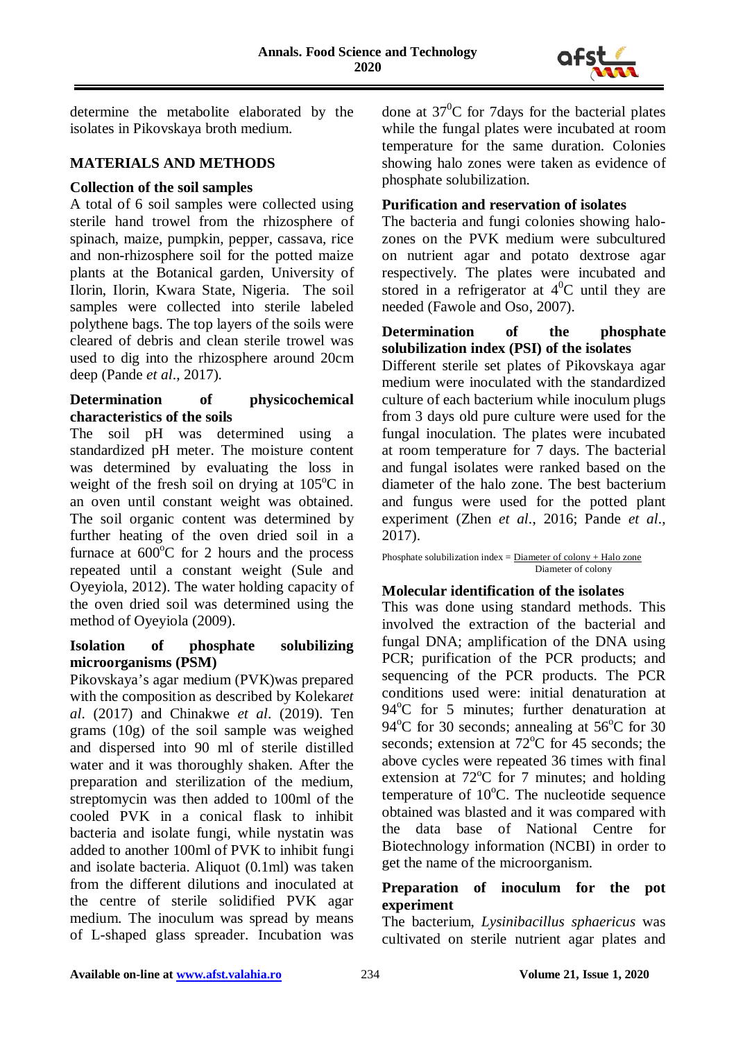determine the metabolite elaborated by the isolates in Pikovskaya broth medium.

## MATERIALS AND METHODS

### Collection of the soil samples

A total of 6 soil samples were collected using sterile hand trowel from the rhizosphere of spinach, maize, pumpkin, pepper, cassava, rice and non-rhizosphere soil for the potted maize plants at the Botanical garden, University of Ilorin, Ilorin, Kwara State, Nigeria. The soil samples were collected into sterile labeled polythene bags. The top layers of the soils were cleared of debris and clean sterile trowel was used to dig into the rhizosphere around 20cm deep (Pande *et al*., 2017).

### Determination of physicochemical characteristics of the soils

The soil pH was determined using a standardized pH meter. The moisture content was determined by evaluating the loss in weight of the fresh soil on drying at $105^oC$ in an oven until constant weight was obtained. The soil organic content was determined by further heating of the oven dried soil in a furnace at $600^oC$ for 2 hours and the process repeated until a constant weight (Sule and Oyeyiola, 2012). The water holding capacity of the oven dried soil was determined using the method of Oyeyiola (2009).

### Isolation of phosphate solubilizing microorganisms (PSM)

Pikovskaya's agar medium (PVK)was prepared with the composition as described by Kolekar*et al*. (2017) and Chinakwe *et al*. (2019). Ten grams (10g) of the soil sample was weighed and dispersed into 90 ml of sterile distilled water and it was thoroughly shaken. After the preparation and sterilization of the medium, streptomycin was then added to 100ml of the cooled PVK in a conical flask to inhibit bacteria and isolate fungi, while nystatin was added to another 100ml of PVK to inhibit fungi and isolate bacteria. Aliquot (0.1ml) was taken from the different dilutions and inoculated at the centre of sterile solidified PVK agar medium. The inoculum was spread by means of L-shaped glass spreader. Incubation was done at $37^0C$ for 7days for the bacterial plates while the fungal plates were incubated at room temperature for the same duration. Colonies showing halo zones were taken as evidence of phosphate solubilization.

### Purification and reservation of isolates

The bacteria and fungi colonies showing halo-zones on the PVK medium were subcultured on nutrient agar and potato dextrose agar respectively. The plates were incubated and stored in a refrigerator at $4^0C$ until they are needed (Fawole and Oso, 2007).

### Determination of the phosphate solubilization index (PSI) of the isolates

Different sterile set plates of Pikovskaya agar medium were inoculated with the standardized culture of each bacterium while inoculum plugs from 3 days old pure culture were used for the fungal inoculation. The plates were incubated at room temperature for 7 days. The bacterial and fungal isolates were ranked based on the diameter of the halo zone. The best bacterium and fungus were used for the potted plant experiment (Zhen *et al*., 2016; Pande *et al*., 2017).

$$\text{Phosphate solubilization index} = \frac{\text{Diameter of colony + Halo zone}}{\text{Diameter of colony}}$$

### Molecular identification of the isolates

This was done using standard methods. This involved the extraction of the bacterial and fungal DNA; amplification of the DNA using PCR; purification of the PCR products; and sequencing of the PCR products. The PCR conditions used were: initial denaturation at $94^oC$ for 5 minutes; further denaturation at $94^oC$ for 30 seconds; annealing at $56^oC$ for 30 seconds; extension at $72^oC$ for 45 seconds; the above cycles were repeated 36 times with final extension at $72^oC$ for 7 minutes; and holding temperature of $10^oC$. The nucleotide sequence obtained was blasted and it was compared with the data base of National Centre for Biotechnology information (NCBI) in order to get the name of the microorganism.

### Preparation of inoculum for the pot experiment

The bacterium, *Lysinibacillus sphaericus* was cultivated on sterile nutrient agar plates and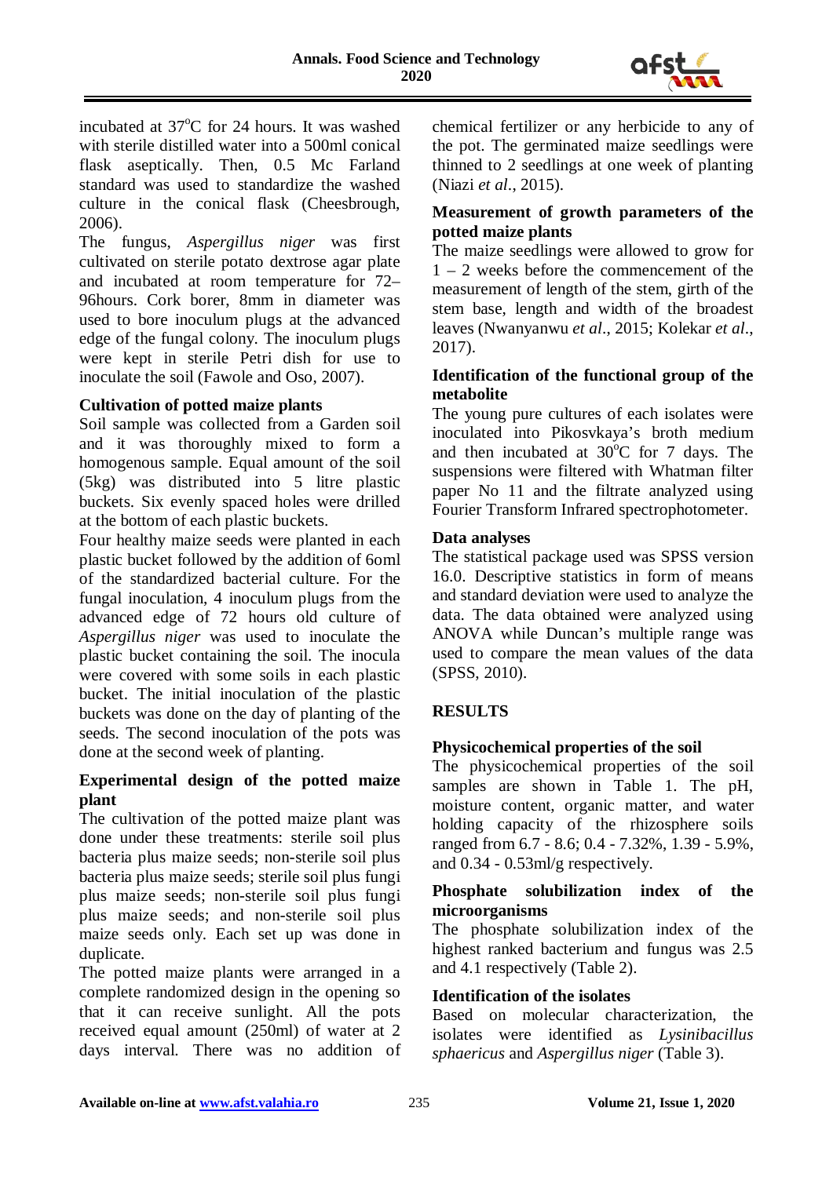incubated at 37$^{o}$C for 24 hours. It was washed with sterile distilled water into a 500ml conical flask aseptically. Then, 0.5 Mc Farland standard was used to standardize the washed culture in the conical flask (Cheesbrough, 2006).

The fungus, *Aspergillus niger* was first cultivated on sterile potato dextrose agar plate and incubated at room temperature for 72–96hours. Cork borer, 8mm in diameter was used to bore inoculum plugs at the advanced edge of the fungal colony. The inoculum plugs were kept in sterile Petri dish for use to inoculate the soil (Fawole and Oso, 2007).

**Cultivation of potted maize plants**

Soil sample was collected from a Garden soil and it was thoroughly mixed to form a homogenous sample. Equal amount of the soil (5kg) was distributed into 5 litre plastic buckets. Six evenly spaced holes were drilled at the bottom of each plastic buckets.

Four healthy maize seeds were planted in each plastic bucket followed by the addition of 6oml of the standardized bacterial culture. For the fungal inoculation, 4 inoculum plugs from the advanced edge of 72 hours old culture of *Aspergillus niger* was used to inoculate the plastic bucket containing the soil. The inocula were covered with some soils in each plastic bucket. The initial inoculation of the plastic buckets was done on the day of planting of the seeds. The second inoculation of the pots was done at the second week of planting.

**Experimental design of the potted maize plant**

The cultivation of the potted maize plant was done under these treatments: sterile soil plus bacteria plus maize seeds; non-sterile soil plus bacteria plus maize seeds; sterile soil plus fungi plus maize seeds; non-sterile soil plus fungi plus maize seeds; and non-sterile soil plus maize seeds only. Each set up was done in duplicate.

The potted maize plants were arranged in a complete randomized design in the opening so that it can receive sunlight. All the pots received equal amount (250ml) of water at 2 days interval. There was no addition of chemical fertilizer or any herbicide to any of the pot. The germinated maize seedlings were thinned to 2 seedlings at one week of planting (Niazi *et al.*, 2015).

**Measurement of growth parameters of the potted maize plants**

The maize seedlings were allowed to grow for 1 – 2 weeks before the commencement of the measurement of length of the stem, girth of the stem base, length and width of the broadest leaves (Nwanyanwu *et al*., 2015; Kolekar *et al*., 2017).

**Identification of the functional group of the metabolite**

The young pure cultures of each isolates were inoculated into Pikosvkaya's broth medium and then incubated at 30$^{o}$C for 7 days. The suspensions were filtered with Whatman filter paper No 11 and the filtrate analyzed using Fourier Transform Infrared spectrophotometer.

**Data analyses**

The statistical package used was SPSS version 16.0. Descriptive statistics in form of means and standard deviation were used to analyze the data. The data obtained were analyzed using ANOVA while Duncan's multiple range was used to compare the mean values of the data (SPSS, 2010).

## RESULTS

**Physicochemical properties of the soil**

The physicochemical properties of the soil samples are shown in Table 1. The pH, moisture content, organic matter, and water holding capacity of the rhizosphere soils ranged from 6.7 - 8.6; 0.4 - 7.32%, 1.39 - 5.9%, and 0.34 - 0.53ml/g respectively.

**Phosphate solubilization index of the microorganisms**

The phosphate solubilization index of the highest ranked bacterium and fungus was 2.5 and 4.1 respectively (Table 2).

**Identification of the isolates**

Based on molecular characterization, the isolates were identified as *Lysinibacillus sphaericus* and *Aspergillus niger* (Table 3).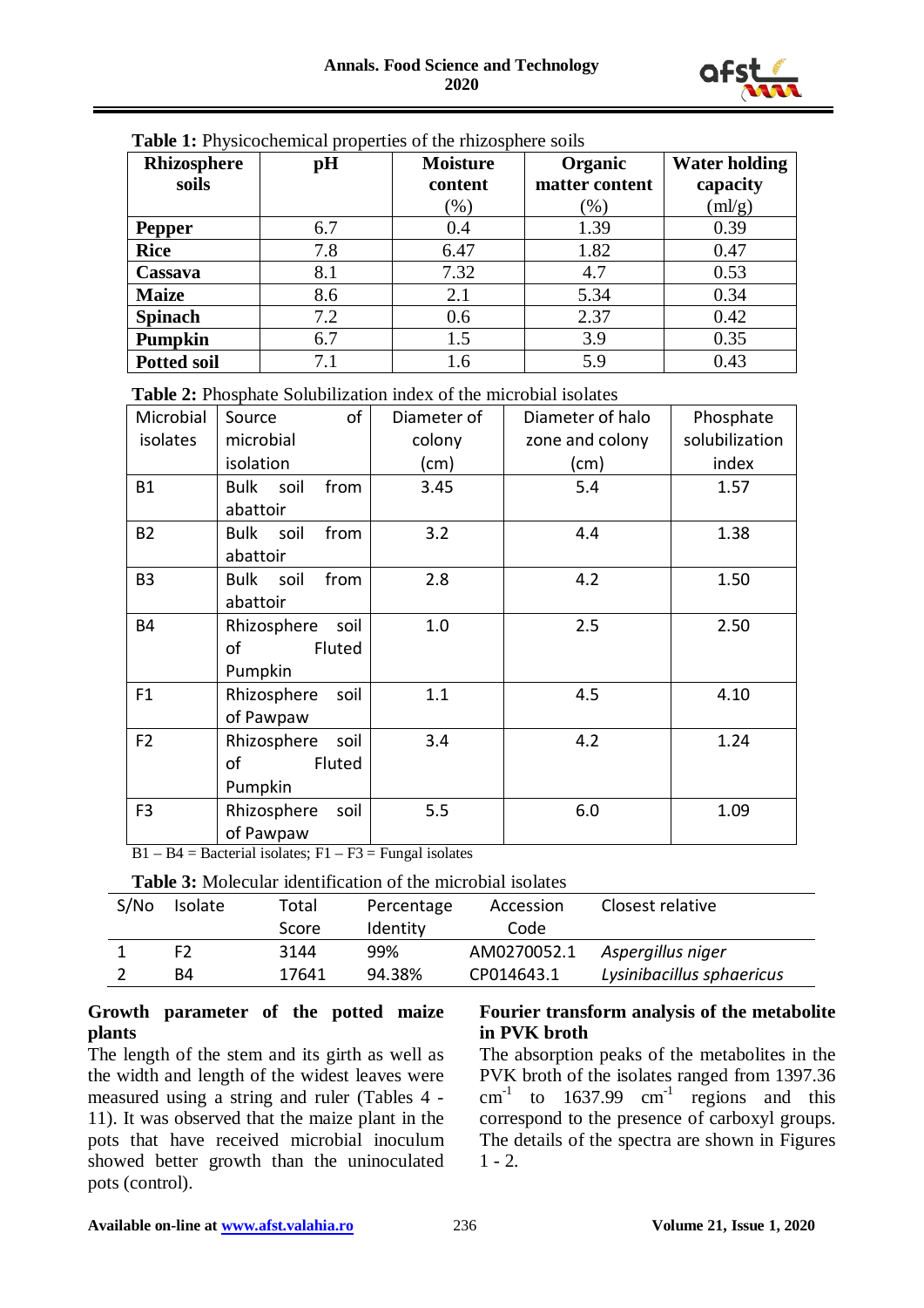**Table 1:** Physicochemical properties of the rhizosphere soils

| Rhizosphere soils | pH | Moisture content (%) | Organic matter content (%) | Water holding capacity (ml/g) |
|---|---|---|---|---|
| **Pepper** | 6.7 | 0.4 | 1.39 | 0.39 |
| **Rice** | 7.8 | 6.47 | 1.82 | 0.47 |
| **Cassava** | 8.1 | 7.32 | 4.7 | 0.53 |
| **Maize** | 8.6 | 2.1 | 5.34 | 0.34 |
| **Spinach** | 7.2 | 0.6 | 2.37 | 0.42 |
| **Pumpkin** | 6.7 | 1.5 | 3.9 | 0.35 |
| **Potted soil** | 7.1 | 1.6 | 5.9 | 0.43 |

**Table 2:** Phosphate Solubilization index of the microbial isolates

| Microbial isolates | Source of microbial isolation | Diameter of colony (cm) | Diameter of halo zone and colony (cm) | Phosphate solubilization index |
|---|---|---|---|---|
| B1 | Bulk soil from abattoir | 3.45 | 5.4 | 1.57 |
| B2 | Bulk soil from abattoir | 3.2 | 4.4 | 1.38 |
| B3 | Bulk soil from abattoir | 2.8 | 4.2 | 1.50 |
| B4 | Rhizosphere soil of Fluted Pumpkin | 1.0 | 2.5 | 2.50 |
| F1 | Rhizosphere soil of Pawpaw | 1.1 | 4.5 | 4.10 |
| F2 | Rhizosphere soil of Fluted Pumpkin | 3.4 | 4.2 | 1.24 |
| F3 | Rhizosphere soil of Pawpaw | 5.5 | 6.0 | 1.09 |

B1 – B4 = Bacterial isolates; F1 – F3 = Fungal isolates

**Table 3:** Molecular identification of the microbial isolates

| S/No | Isolate | Total Score | Percentage Identity | Accession Code | Closest relative |
|---|---|---|---|---|---|
| 1 | F2 | 3144 | 99% | AM0270052.1 | *Aspergillus niger* |
| 2 | B4 | 17641 | 94.38% | CP014643.1 | *Lysinibacillus sphaericus* |

**Growth parameter of the potted maize plants**

The length of the stem and its girth as well as the width and length of the widest leaves were measured using a string and ruler (Tables 4 - 11). It was observed that the maize plant in the pots that have received microbial inoculum showed better growth than the uninoculated pots (control).

**Fourier transform analysis of the metabolite in PVK broth**

The absorption peaks of the metabolites in the PVK broth of the isolates ranged from 1397.36 $cm^{-1}$ to 1637.99 $cm^{-1}$ regions and this correspond to the presence of carboxyl groups. The details of the spectra are shown in Figures 1 - 2.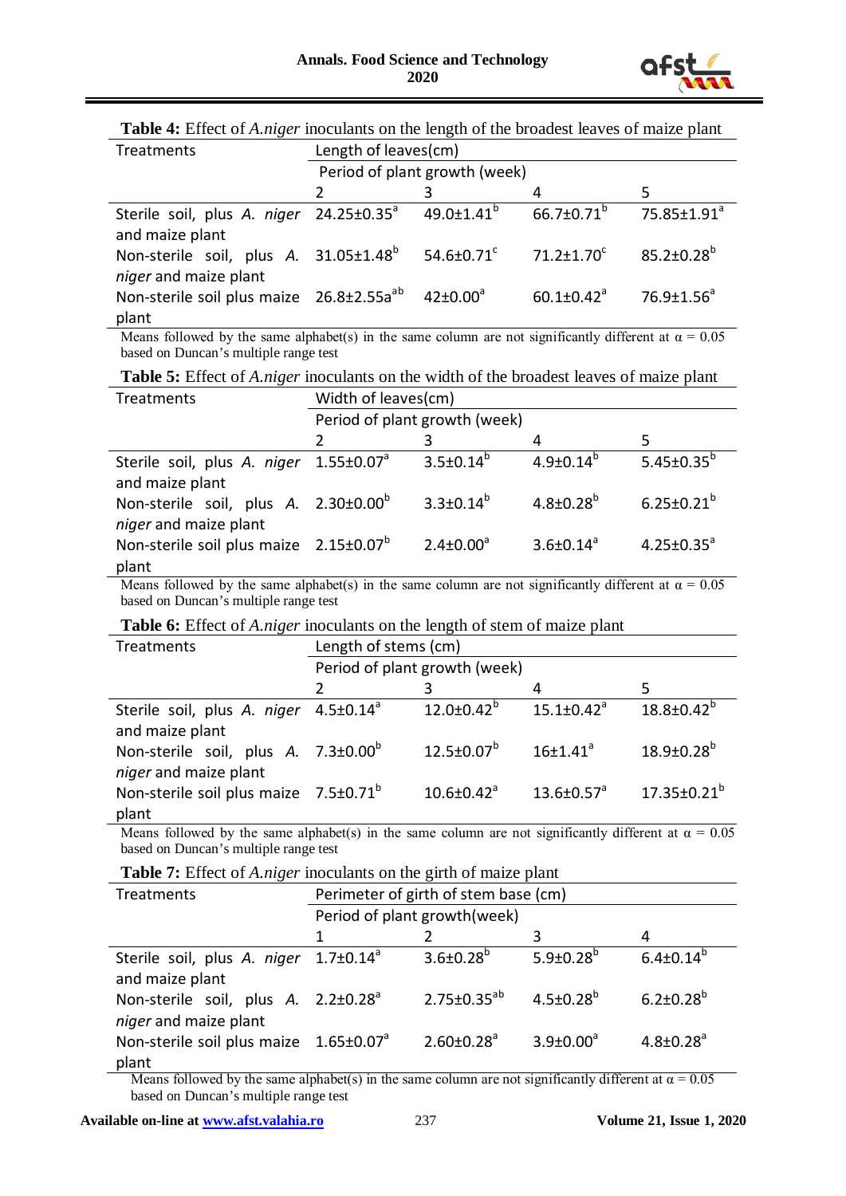**Table 4:** Effect of *A.niger* inoculants on the length of the broadest leaves of maize plant

| Treatments | Length of leaves(cm) | | | |
|---|---|---|---|---|
| | Period of plant growth (week) | | | |
| | 2 | 3 | 4 | 5 |
| Sterile soil, plus *A. niger* and maize plant | 24.25±0.35$^{a}$ | 49.0±1.41$^{b}$ | 66.7±0.71$^{b}$ | 75.85±1.91$^{a}$ |
| Non-sterile soil, plus *A. niger* and maize plant | 31.05±1.48$^{b}$ | 54.6±0.71$^{c}$ | 71.2±1.70$^{c}$ | 85.2±0.28$^{b}$ |
| Non-sterile soil plus maize plant | 26.8±2.55a$^{ab}$ | 42±0.00$^{a}$ | 60.1±0.42$^{a}$ | 76.9±1.56$^{a}$ |

Means followed by the same alphabet(s) in the same column are not significantly different at $\alpha = 0.05$ based on Duncan's multiple range test

**Table 5:** Effect of *A.niger* inoculants on the width of the broadest leaves of maize plant

| Treatments | Width of leaves(cm) | | | |
|---|---|---|---|---|
| | Period of plant growth (week) | | | |
| | 2 | 3 | 4 | 5 |
| Sterile soil, plus *A. niger* and maize plant | 1.55±0.07$^{a}$ | 3.5±0.14$^{b}$ | 4.9±0.14$^{b}$ | 5.45±0.35$^{b}$ |
| Non-sterile soil, plus *A. niger* and maize plant | 2.30±0.00$^{b}$ | 3.3±0.14$^{b}$ | 4.8±0.28$^{b}$ | 6.25±0.21$^{b}$ |
| Non-sterile soil plus maize plant | 2.15±0.07$^{b}$ | 2.4±0.00$^{a}$ | 3.6±0.14$^{a}$ | 4.25±0.35$^{a}$ |

Means followed by the same alphabet(s) in the same column are not significantly different at $\alpha = 0.05$ based on Duncan's multiple range test

**Table 6:** Effect of *A.niger* inoculants on the length of stem of maize plant

| Treatments | Length of stems (cm) | | | |
|---|---|---|---|---|
| | Period of plant growth (week) | | | |
| | 2 | 3 | 4 | 5 |
| Sterile soil, plus *A. niger* and maize plant | 4.5±0.14$^{a}$ | 12.0±0.42$^{b}$ | 15.1±0.42$^{a}$ | 18.8±0.42$^{b}$ |
| Non-sterile soil, plus *A. niger* and maize plant | 7.3±0.00$^{b}$ | 12.5±0.07$^{b}$ | 16±1.41$^{a}$ | 18.9±0.28$^{b}$ |
| Non-sterile soil plus maize plant | 7.5±0.71$^{b}$ | 10.6±0.42$^{a}$ | 13.6±0.57$^{a}$ | 17.35±0.21$^{b}$ |

Means followed by the same alphabet(s) in the same column are not significantly different at $\alpha = 0.05$ based on Duncan's multiple range test

**Table 7:** Effect of *A.niger* inoculants on the girth of maize plant

| Treatments | Perimeter of girth of stem base (cm) | | | |
|---|---|---|---|---|
| | Period of plant growth(week) | | | |
| | 1 | 2 | 3 | 4 |
| Sterile soil, plus *A. niger* and maize plant | 1.7±0.14$^{a}$ | 3.6±0.28$^{b}$ | 5.9±0.28$^{b}$ | 6.4±0.14$^{b}$ |
| Non-sterile soil, plus *A. niger* and maize plant | 2.2±0.28$^{a}$ | 2.75±0.35$^{ab}$ | 4.5±0.28$^{b}$ | 6.2±0.28$^{b}$ |
| Non-sterile soil plus maize plant | 1.65±0.07$^{a}$ | 2.60±0.28$^{a}$ | 3.9±0.00$^{a}$ | 4.8±0.28$^{a}$ |

Means followed by the same alphabet(s) in the same column are not significantly different at $\alpha = 0.05$ based on Duncan's multiple range test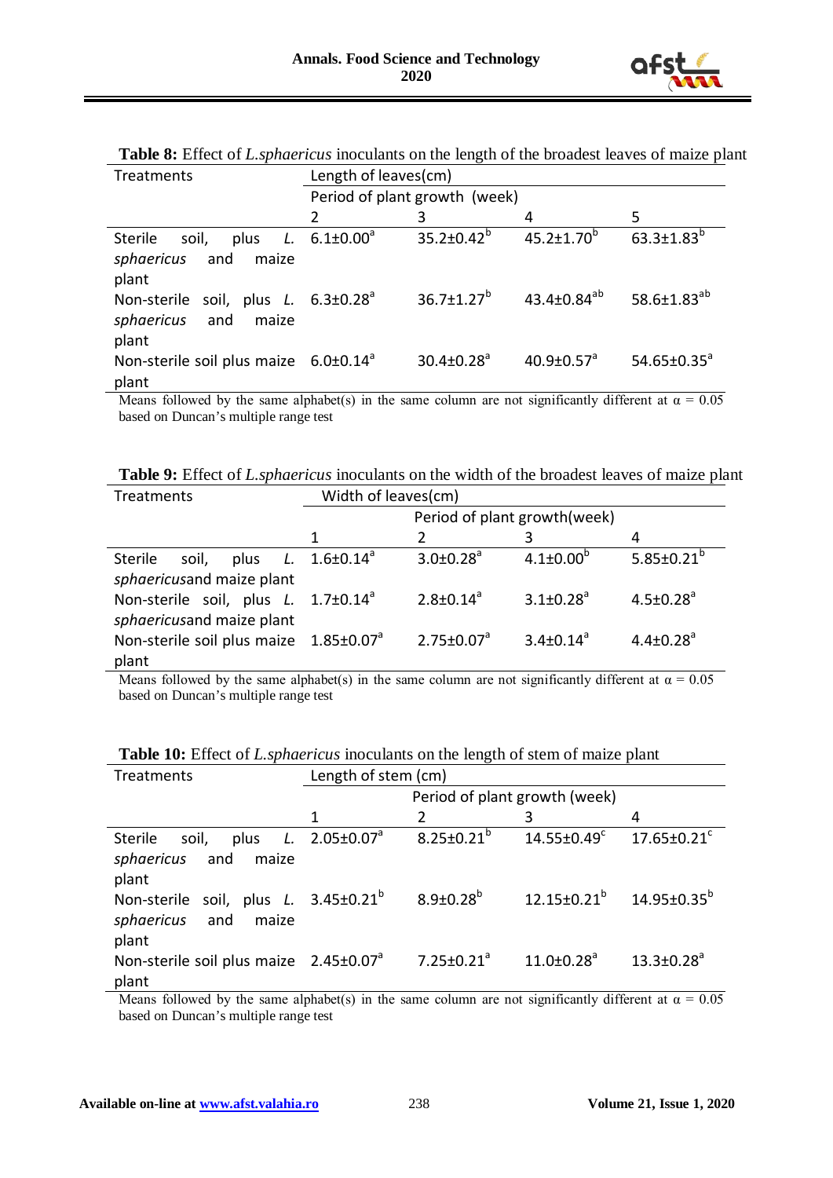**Table 8:** Effect of *L.sphaericus* inoculants on the length of the broadest leaves of maize plant

| Treatments | Length of leaves(cm) | | | |
|---|---|---|---|---|
| | Period of plant growth (week) | | | |
| | 2 | 3 | 4 | 5 |
| Sterile soil, plus *L. sphaericus* and maize plant | 6.1±0.00[a] | 35.2±0.42[b] | 45.2±1.70[b] | 63.3±1.83[b] |
| Non-sterile soil, plus *L. sphaericus* and maize plant | 6.3±0.28[a] | 36.7±1.27[b] | 43.4±0.84[ab] | 58.6±1.83[ab] |
| Non-sterile soil plus maize plant | 6.0±0.14[a] | 30.4±0.28[a] | 40.9±0.57[a] | 54.65±0.35[a] |

Means followed by the same alphabet(s) in the same column are not significantly different at $\alpha = 0.05$ based on Duncan's multiple range test

**Table 9:** Effect of *L.sphaericus* inoculants on the width of the broadest leaves of maize plant

| Treatments | Width of leaves(cm) | | | |
|---|---|---|---|---|
| | Period of plant growth(week) | | | |
| | 1 | 2 | 3 | 4 |
| Sterile soil, plus *L. sphaericus*and maize plant | 1.6±0.14[a] | 3.0±0.28[a] | 4.1±0.00[b] | 5.85±0.21[b] |
| Non-sterile soil, plus *L. sphaericus*and maize plant | 1.7±0.14[a] | 2.8±0.14[a] | 3.1±0.28[a] | 4.5±0.28[a] |
| Non-sterile soil plus maize plant | 1.85±0.07[a] | 2.75±0.07[a] | 3.4±0.14[a] | 4.4±0.28[a] |

Means followed by the same alphabet(s) in the same column are not significantly different at $\alpha = 0.05$ based on Duncan's multiple range test

**Table 10:** Effect of *L.sphaericus* inoculants on the length of stem of maize plant

| Treatments | Length of stem (cm) | | | |
|---|---|---|---|---|
| | Period of plant growth (week) | | | |
| | 1 | 2 | 3 | 4 |
| Sterile soil, plus *L. sphaericus* and maize plant | 2.05±0.07[a] | 8.25±0.21[b] | 14.55±0.49[c] | 17.65±0.21[c] |
| Non-sterile soil, plus *L. sphaericus* and maize plant | 3.45±0.21[b] | 8.9±0.28[b] | 12.15±0.21[b] | 14.95±0.35[b] |
| Non-sterile soil plus maize plant | 2.45±0.07[a] | 7.25±0.21[a] | 11.0±0.28[a] | 13.3±0.28[a] |

Means followed by the same alphabet(s) in the same column are not significantly different at $\alpha = 0.05$ based on Duncan's multiple range test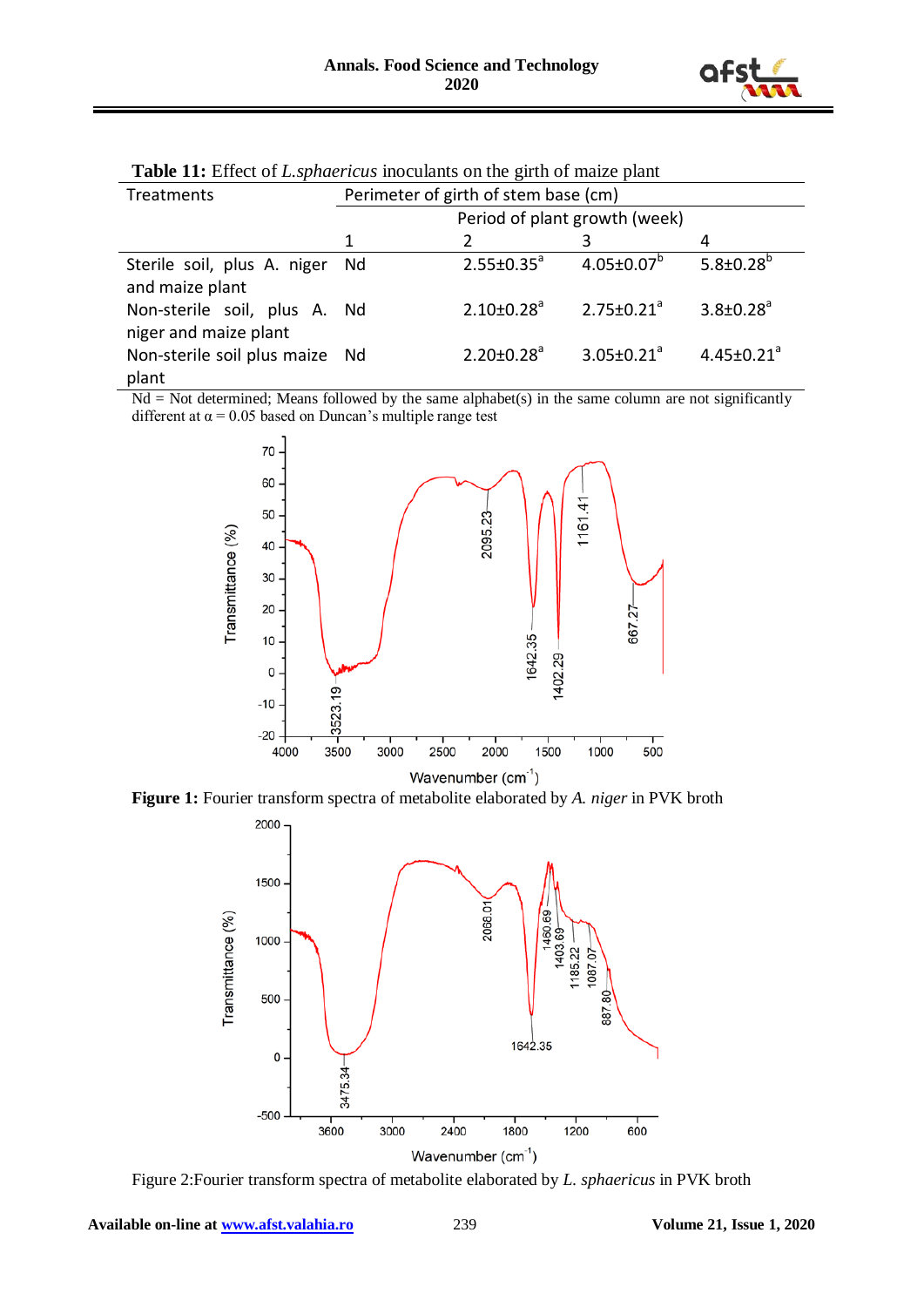**Table 11:** Effect of *L.sphaericus* inoculants on the girth of maize plant

| Treatments | Perimeter of girth of stem base (cm) | | | |
|---|---|---|---|---|
| | Period of plant growth (week) | | | |
| | 1 | 2 | 3 | 4 |
| Sterile soil, plus A. niger and maize plant | Nd | 2.55±0.35[a] | 4.05±0.07[b] | 5.8±0.28[b] |
| Non-sterile soil, plus A. niger and maize plant | Nd | 2.10±0.28[a] | 2.75±0.21[a] | 3.8±0.28[a] |
| Non-sterile soil plus maize plant | Nd | 2.20±0.28[a] | 3.05±0.21[a] | 4.45±0.21[a] |

Nd = Not determined; Means followed by the same alphabet(s) in the same column are not significantly different at $\alpha = 0.05$ based on Duncan's multiple range test

**Figure 1:** Fourier transform spectra of metabolite elaborated by *A. niger* in PVK broth

Figure 2:Fourier transform spectra of metabolite elaborated by *L. sphaericus* in PVK broth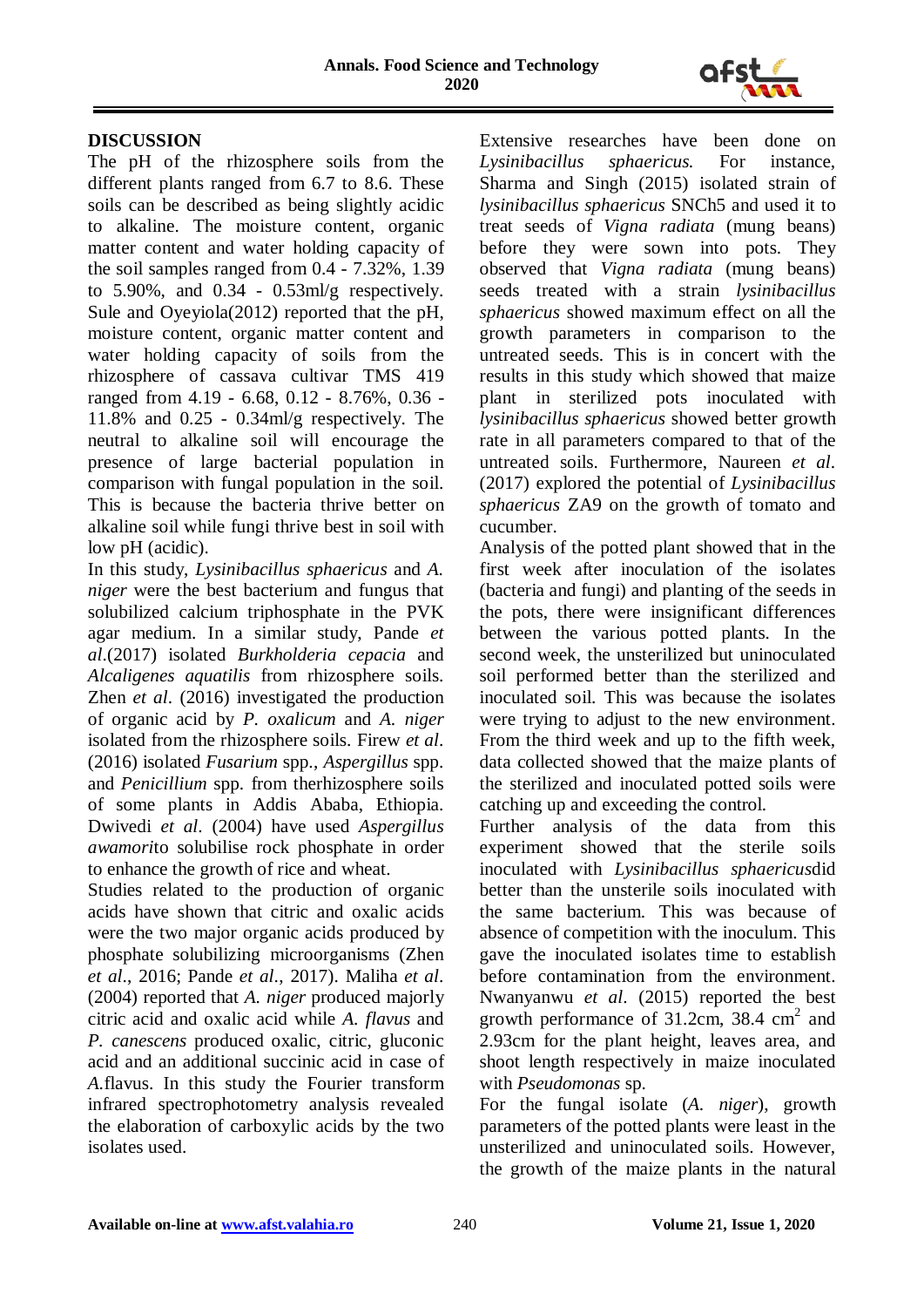## DISCUSSION

The pH of the rhizosphere soils from the different plants ranged from 6.7 to 8.6. These soils can be described as being slightly acidic to alkaline. The moisture content, organic matter content and water holding capacity of the soil samples ranged from 0.4 - 7.32%, 1.39 to 5.90%, and 0.34 - 0.53ml/g respectively. Sule and Oyeyiola(2012) reported that the pH, moisture content, organic matter content and water holding capacity of soils from the rhizosphere of cassava cultivar TMS 419 ranged from 4.19 - 6.68, 0.12 - 8.76%, 0.36 - 11.8% and 0.25 - 0.34ml/g respectively. The neutral to alkaline soil will encourage the presence of large bacterial population in comparison with fungal population in the soil. This is because the bacteria thrive better on alkaline soil while fungi thrive best in soil with low pH (acidic).

In this study, *Lysinibacillus sphaericus* and *A. niger* were the best bacterium and fungus that solubilized calcium triphosphate in the PVK agar medium. In a similar study, Pande *et al*.(2017) isolated *Burkholderia cepacia* and *Alcaligenes aquatilis* from rhizosphere soils. Zhen *et al*. (2016) investigated the production of organic acid by *P. oxalicum* and *A. niger* isolated from the rhizosphere soils. Firew *et al*. (2016) isolated *Fusarium* spp., *Aspergillus* spp. and *Penicillium* spp. from therhizosphere soils of some plants in Addis Ababa, Ethiopia. Dwivedi *et al*. (2004) have used *Aspergillus awamori*to solubilise rock phosphate in order to enhance the growth of rice and wheat.

Studies related to the production of organic acids have shown that citric and oxalic acids were the two major organic acids produced by phosphate solubilizing microorganisms (Zhen *et al*., 2016; Pande *et al*., 2017). Maliha *et al*. (2004) reported that *A. niger* produced majorly citric acid and oxalic acid while *A. flavus* and *P. canescens* produced oxalic, citric, gluconic acid and an additional succinic acid in case of *A.*flavus. In this study the Fourier transform infrared spectrophotometry analysis revealed the elaboration of carboxylic acids by the two isolates used.

Extensive researches have been done on *Lysinibacillus sphaericus.* For instance, Sharma and Singh (2015) isolated strain of *lysinibacillus sphaericus* SNCh5 and used it to treat seeds of *Vigna radiata* (mung beans) before they were sown into pots. They observed that *Vigna radiata* (mung beans) seeds treated with a strain *lysinibacillus sphaericus* showed maximum effect on all the growth parameters in comparison to the untreated seeds. This is in concert with the results in this study which showed that maize plant in sterilized pots inoculated with *lysinibacillus sphaericus* showed better growth rate in all parameters compared to that of the untreated soils. Furthermore, Naureen *et al*. (2017) explored the potential of *Lysinibacillus sphaericus* ZA9 on the growth of tomato and cucumber.

Analysis of the potted plant showed that in the first week after inoculation of the isolates (bacteria and fungi) and planting of the seeds in the pots, there were insignificant differences between the various potted plants. In the second week, the unsterilized but uninoculated soil performed better than the sterilized and inoculated soil. This was because the isolates were trying to adjust to the new environment. From the third week and up to the fifth week, data collected showed that the maize plants of the sterilized and inoculated potted soils were catching up and exceeding the control.

Further analysis of the data from this experiment showed that the sterile soils inoculated with *Lysinibacillus sphaericus*did better than the unsterile soils inoculated with the same bacterium. This was because of absence of competition with the inoculum. This gave the inoculated isolates time to establish before contamination from the environment. Nwanyanwu *et al*. (2015) reported the best growth performance of 31.2cm, 38.4 $cm^2$ and 2.93cm for the plant height, leaves area, and shoot length respectively in maize inoculated with *Pseudomonas* sp.

For the fungal isolate (*A. niger*), growth parameters of the potted plants were least in the unsterilized and uninoculated soils. However, the growth of the maize plants in the natural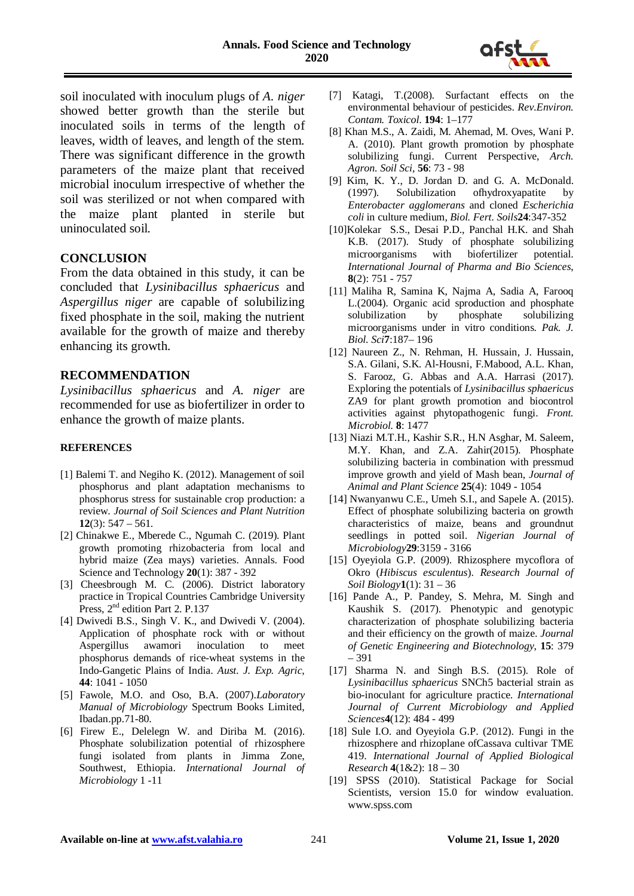soil inoculated with inoculum plugs of *A. niger* showed better growth than the sterile but inoculated soils in terms of the length of leaves, width of leaves, and length of the stem. There was significant difference in the growth parameters of the maize plant that received microbial inoculum irrespective of whether the soil was sterilized or not when compared with the maize plant planted in sterile but uninoculated soil.

## CONCLUSION

From the data obtained in this study, it can be concluded that *Lysinibacillus sphaericus* and *Aspergillus niger* are capable of solubilizing fixed phosphate in the soil, making the nutrient available for the growth of maize and thereby enhancing its growth.

## RECOMMENDATION

*Lysinibacillus sphaericus* and *A. niger* are recommended for use as biofertilizer in order to enhance the growth of maize plants.

### REFERENCES

[1] Balemi T. and Negiho K. (2012). Management of soil phosphorus and plant adaptation mechanisms to phosphorus stress for sustainable crop production: a review. *Journal of Soil Sciences and Plant Nutrition* **12**(3): 547 – 561.

[2] Chinakwe E., Mberede C., Ngumah C. (2019). Plant growth promoting rhizobacteria from local and hybrid maize (Zea mays) varieties. Annals. Food Science and Technology **20**(1): 387 - 392

[3] Cheesbrough M. C. (2006). District laboratory practice in Tropical Countries Cambridge University Press, 2nd edition Part 2. P.137

[4] Dwivedi B.S., Singh V. K., and Dwivedi V. (2004). Application of phosphate rock with or without Aspergillus awamori inoculation to meet phosphorus demands of rice-wheat systems in the Indo-Gangetic Plains of India. *Aust. J. Exp. Agric*, **44**: 1041 - 1050

[5] Fawole, M.O. and Oso, B.A. (2007).*Laboratory Manual of Microbiology* Spectrum Books Limited, Ibadan.pp.71-80.

[6] Firew E., Delelegn W. and Diriba M. (2016). Phosphate solubilization potential of rhizosphere fungi isolated from plants in Jimma Zone, Southwest, Ethiopia. *International Journal of Microbiology* 1 -11

[7] Katagi, T.(2008). Surfactant effects on the environmental behaviour of pesticides. *Rev.Environ. Contam. Toxicol*. **194**: 1–177

[8] Khan M.S., A. Zaidi, M. Ahemad, M. Oves, Wani P. A. (2010). Plant growth promotion by phosphate solubilizing fungi. Current Perspective, *Arch. Agron. Soil Sci*, **56**: 73 - 98

[9] Kim, K. Y., D. Jordan D. and G. A. McDonald. (1997). Solubilization ofhydroxyapatite by *Enterobacter agglomerans* and cloned *Escherichia coli* in culture medium, *Biol. Fert. Soils***24**:347-352

[10]Kolekar S.S., Desai P.D., Panchal H.K. and Shah K.B. (2017). Study of phosphate solubilizing microorganisms with biofertilizer potential. *International Journal of Pharma and Bio Sciences*, **8**(2): 751 - 757

[11] Maliha R, Samina K, Najma A, Sadia A, Farooq L.(2004). Organic acid sproduction and phosphate solubilization by phosphate solubilizing microorganisms under in vitro conditions. *Pak. J. Biol. Sci***7**:187– 196

[12] Naureen Z., N. Rehman, H. Hussain, J. Hussain, S.A. Gilani, S.K. Al-Housni, F.Mabood, A.L. Khan, S. Farooz, G. Abbas and A.A. Harrasi (2017). Exploring the potentials of *Lysinibacillus sphaericus* ZA9 for plant growth promotion and biocontrol activities against phytopathogenic fungi. *Front. Microbiol.* **8**: 1477

[13] Niazi M.T.H., Kashir S.R., H.N Asghar, M. Saleem, M.Y. Khan, and Z.A. Zahir(2015). Phosphate solubilizing bacteria in combination with pressmud improve growth and yield of Mash bean, *Journal of Animal and Plant Science* **25**(4): 1049 - 1054

[14] Nwanyanwu C.E., Umeh S.I., and Sapele A. (2015). Effect of phosphate solubilizing bacteria on growth characteristics of maize, beans and groundnut seedlings in potted soil. *Nigerian Journal of Microbiology***29**:3159 - 3166

[15] Oyeyiola G.P. (2009). Rhizosphere mycoflora of Okro (*Hibiscus esculentus*). *Research Journal of Soil Biology***1**(1): 31 – 36

[16] Pande A., P. Pandey, S. Mehra, M. Singh and Kaushik S. (2017). Phenotypic and genotypic characterization of phosphate solubilizing bacteria and their efficiency on the growth of maize. *Journal of Genetic Engineering and Biotechnology*, **15**: 379 – 391

[17] Sharma N. and Singh B.S. (2015). Role of *Lysinibacillus sphaericus* SNCh5 bacterial strain as bio-inoculant for agriculture practice. *International Journal of Current Microbiology and Applied Sciences***4**(12): 484 - 499

[18] Sule I.O. and Oyeyiola G.P. (2012). Fungi in the rhizosphere and rhizoplane ofCassava cultivar TME 419. *International Journal of Applied Biological Research* **4**(1&2): 18 – 30

[19] SPSS (2010). Statistical Package for Social Scientists, version 15.0 for window evaluation. www.spss.com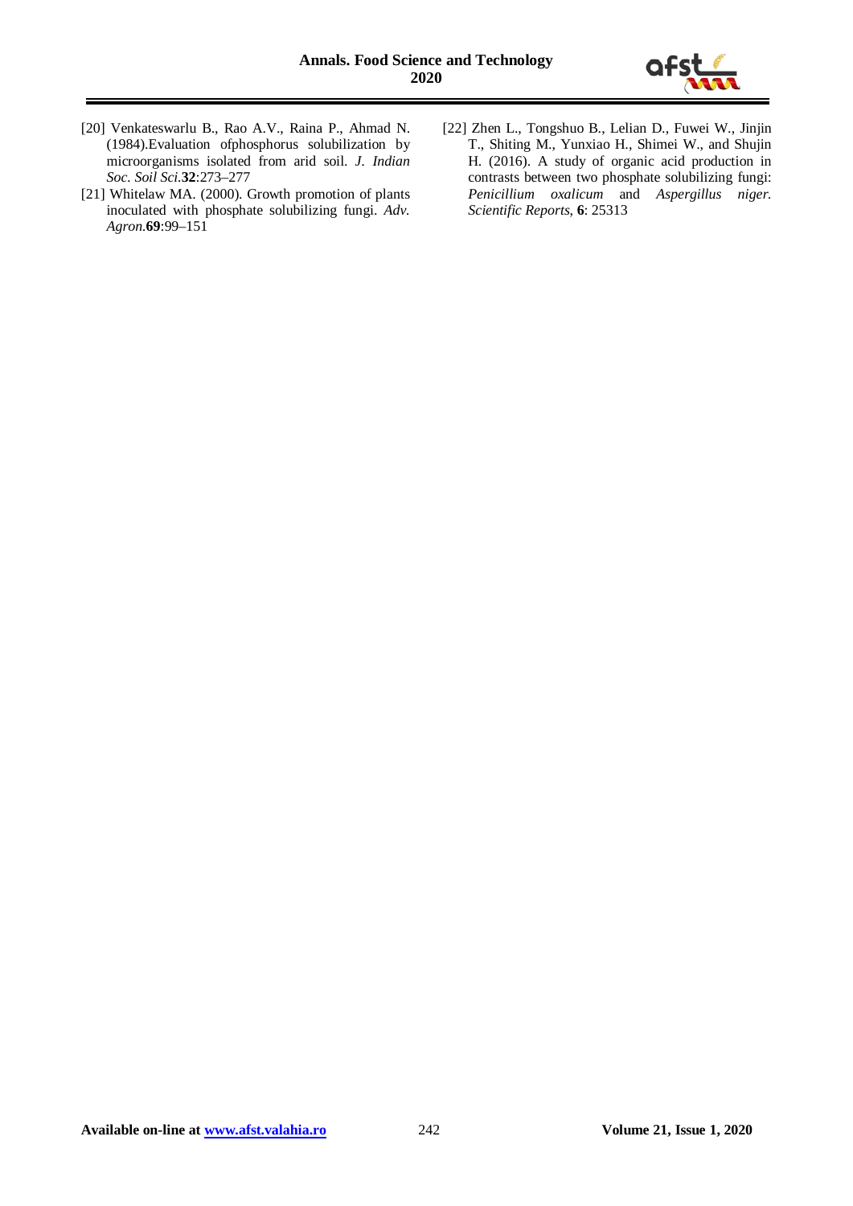[20] Venkateswarlu B., Rao A.V., Raina P., Ahmad N. (1984).Evaluation ofphosphorus solubilization by microorganisms isolated from arid soil. *J. Indian Soc. Soil Sci.***32**:273–277

[21] Whitelaw MA. (2000). Growth promotion of plants inoculated with phosphate solubilizing fungi. *Adv. Agron.***69**:99–151

[22] Zhen L., Tongshuo B., Lelian D., Fuwei W., Jinjin T., Shiting M., Yunxiao H., Shimei W., and Shujin H. (2016). A study of organic acid production in contrasts between two phosphate solubilizing fungi: *Penicillium oxalicum* and *Aspergillus niger. Scientific Reports*, **6**: 25313